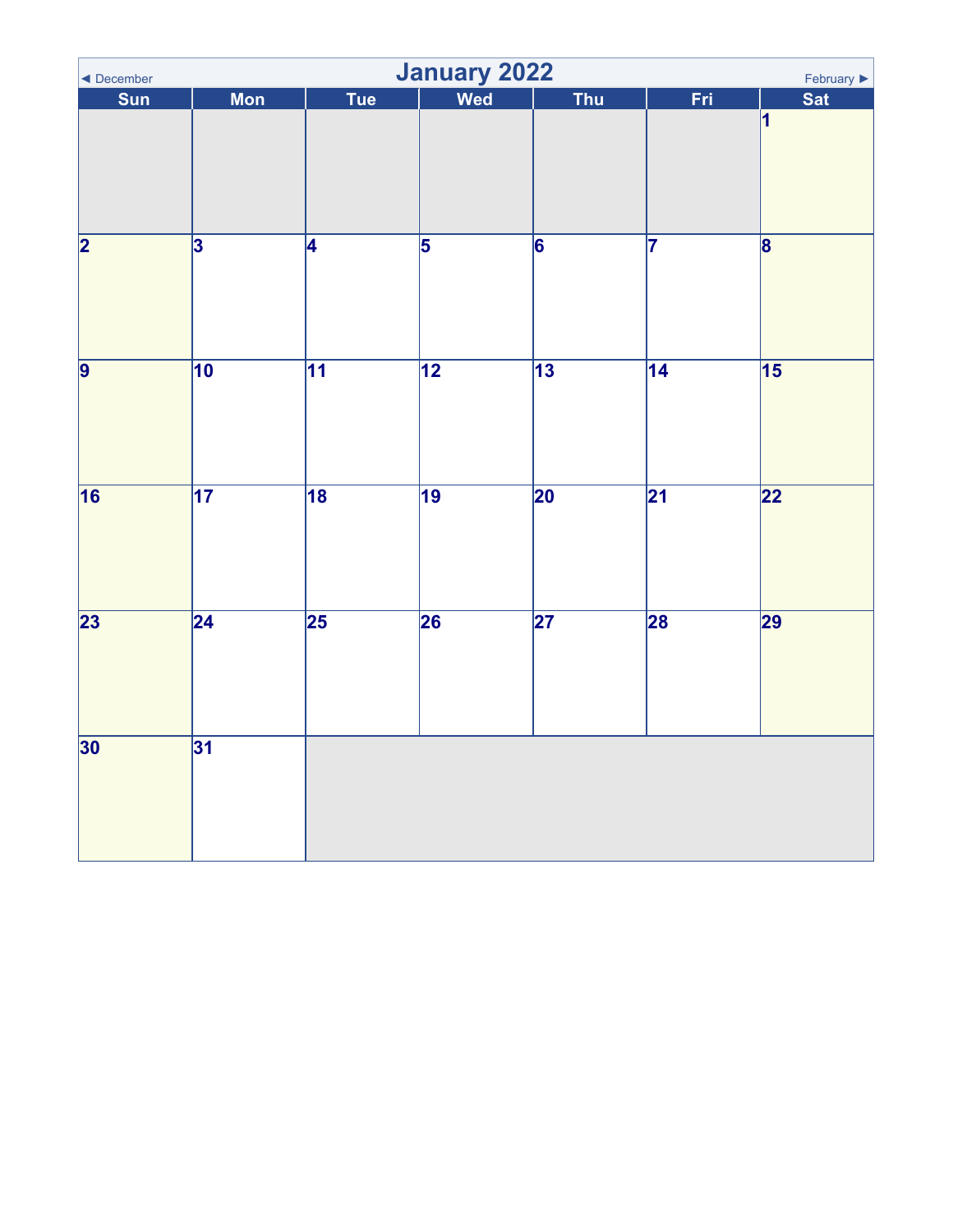◄ December

# January 2022

February ►

| Sun | Mon | Tue | Wed | Thu | Fri | Sat |
|---|---|---|---|---|---|---|
| | | | | | | 1 |
| 2 | 3 | 4 | 5 | 6 | 7 | 8 |
| 9 | 10 | 11 | 12 | 13 | 14 | 15 |
| 16 | 17 | 18 | 19 | 20 | 21 | 22 |
| 23 | 24 | 25 | 26 | 27 | 28 | 29 |
| 30 | 31 | | | | | |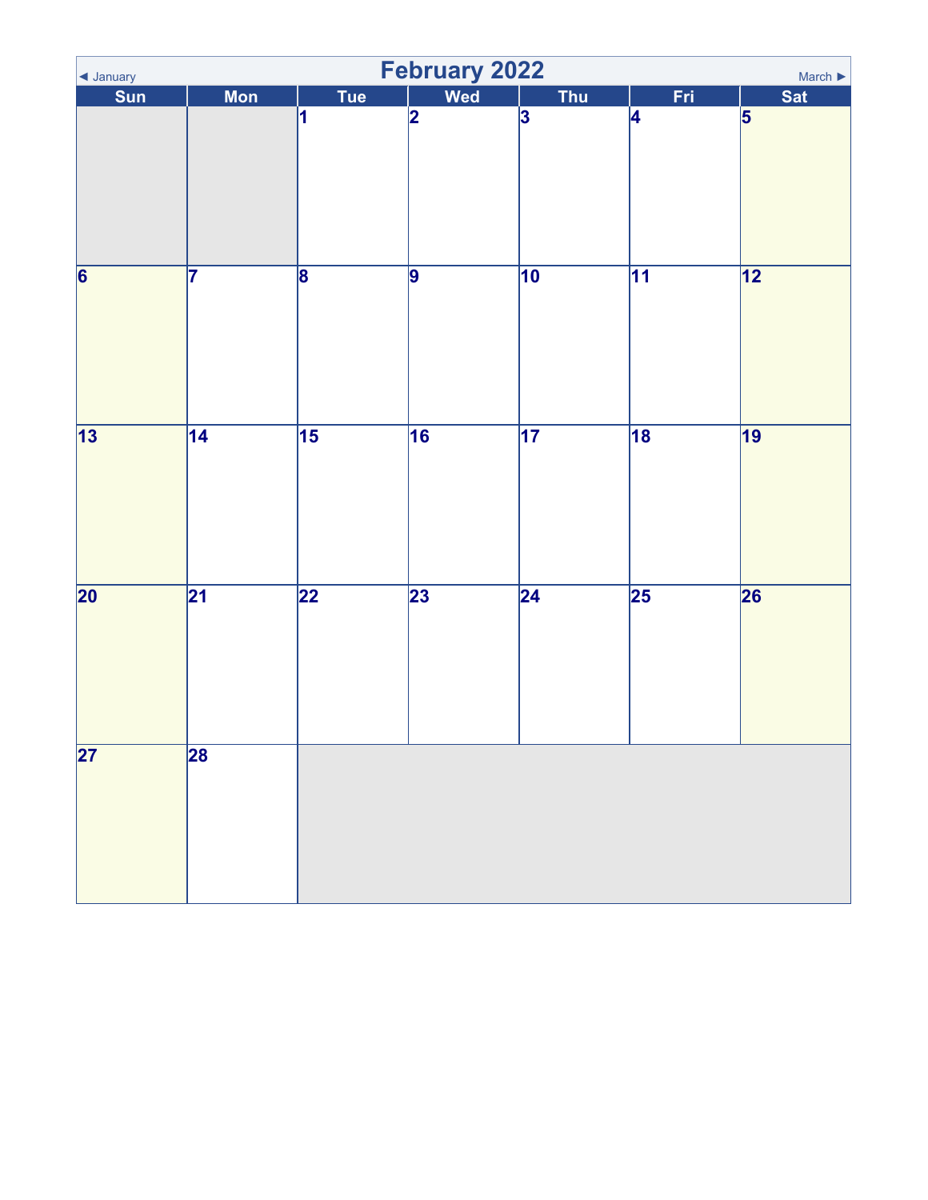◄ January

# February 2022

March ►

| Sun | Mon | Tue | Wed | Thu | Fri | Sat |
|---|---|---|---|---|---|---|
| | | 1 | 2 | 3 | 4 | 5 |
| 6 | 7 | 8 | 9 | 10 | 11 | 12 |
| 13 | 14 | 15 | 16 | 17 | 18 | 19 |
| 20 | 21 | 22 | 23 | 24 | 25 | 26 |
| 27 | 28 | | | | | |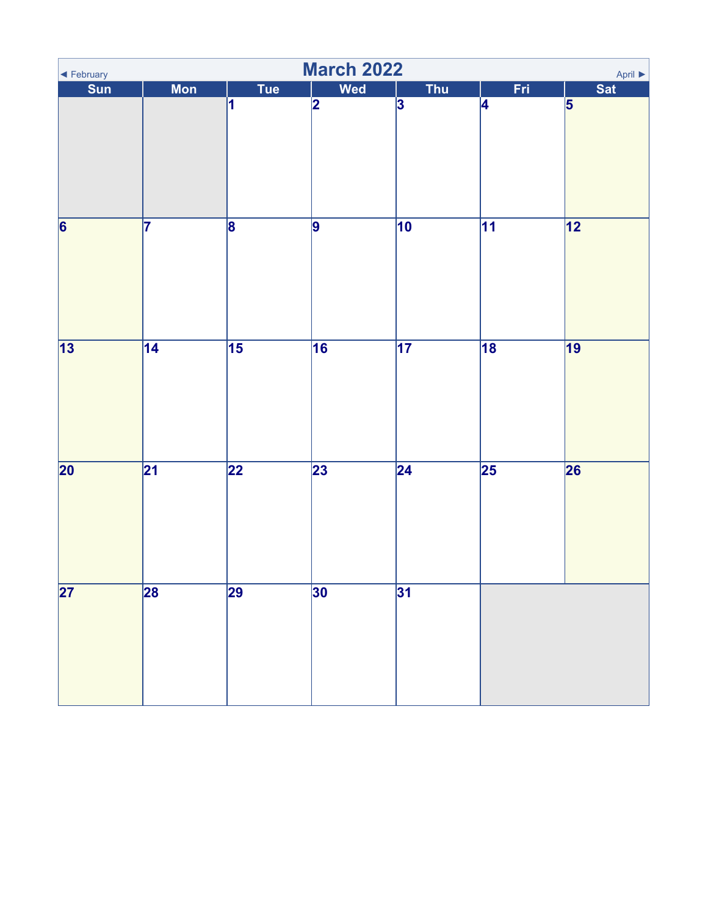◄ February

# March 2022

April ►

| Sun | Mon | Tue | Wed | Thu | Fri | Sat |
|---|---|---|---|---|---|---|
| | | 1 | 2 | 3 | 4 | 5 |
| 6 | 7 | 8 | 9 | 10 | 11 | 12 |
| 13 | 14 | 15 | 16 | 17 | 18 | 19 |
| 20 | 21 | 22 | 23 | 24 | 25 | 26 |
| 27 | 28 | 29 | 30 | 31 | | |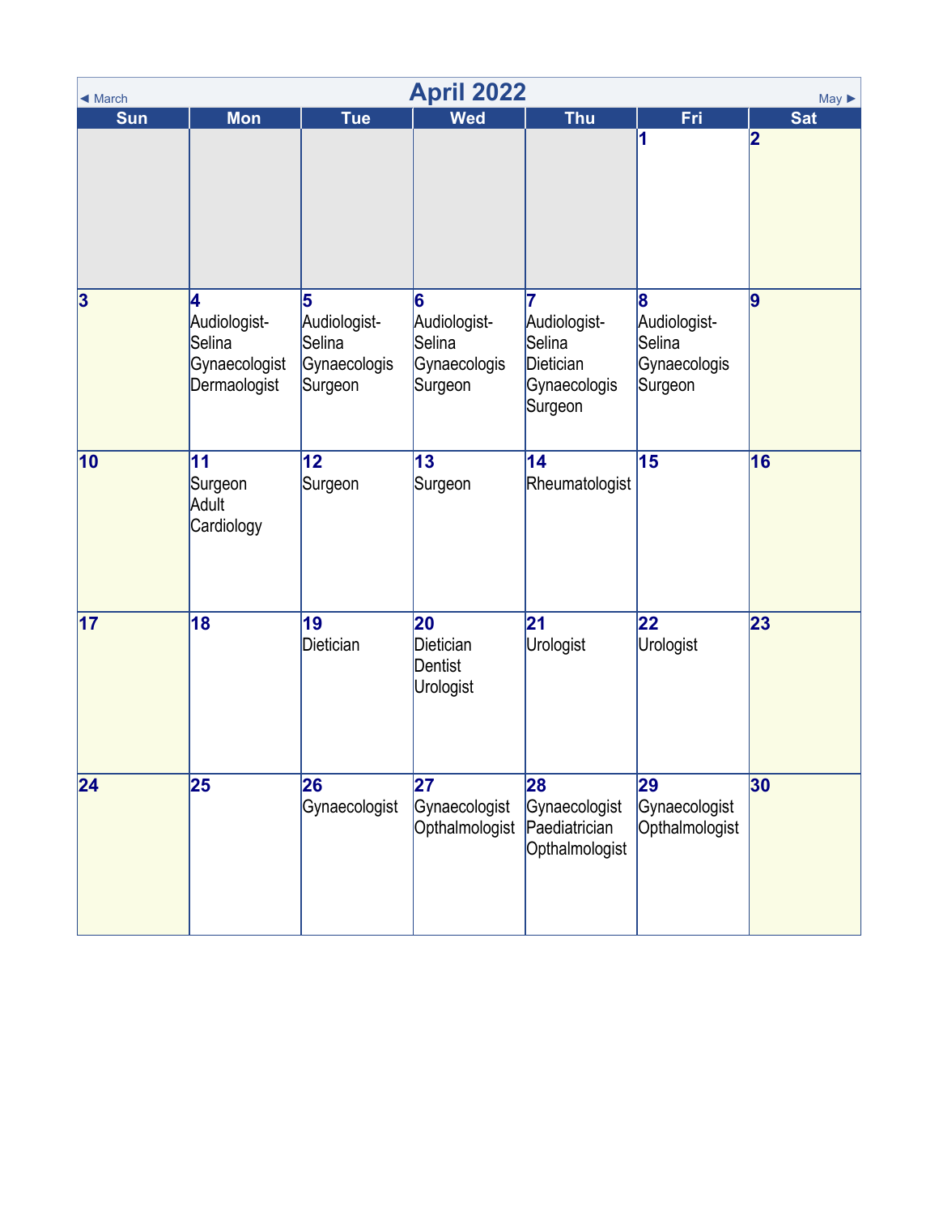# April 2022

◄ March | May ►

| Sun | Mon | Tue | Wed | Thu | Fri | Sat |
| --- | --- | --- | --- | --- | --- | --- |
| | | | | | 1 | 2 |
| 3 | 4 Audiologist-Selina Gynaecologist Dermaologist | 5 Audiologist-Selina Gynaecologis Surgeon | 6 Audiologist-Selina Gynaecologis Surgeon | 7 Audiologist-Selina Dietician Gynaecologis Surgeon | 8 Audiologist-Selina Gynaecologis Surgeon | 9 |
| 10 | 11 Surgeon Adult Cardiology | 12 Surgeon | 13 Surgeon | 14 Rheumatologist | 15 | 16 |
| 17 | 18 | 19 Dietician | 20 Dietician Dentist Urologist | 21 Urologist | 22 Urologist | 23 |
| 24 | 25 | 26 Gynaecologist | 27 Gynaecologist Opthalmologist | 28 Gynaecologist Paediatrician Opthalmologist | 29 Gynaecologist Opthalmologist | 30 |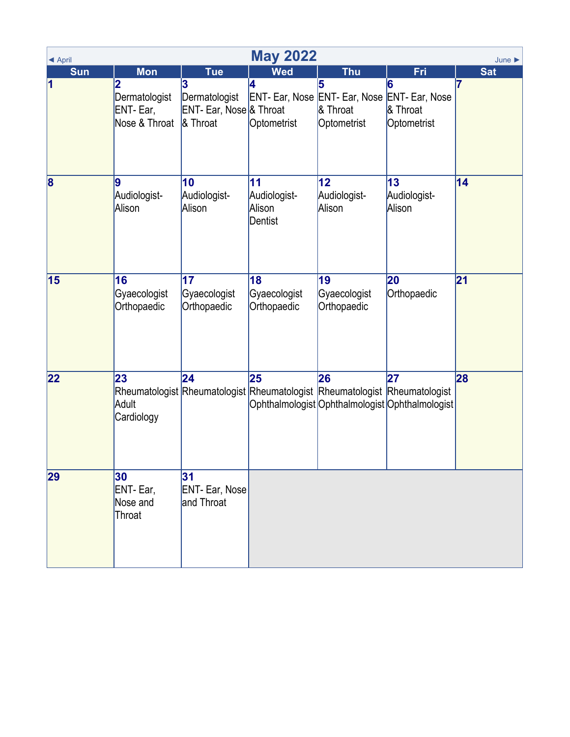# May 2022

◄ April | June ►

| Sun | Mon | Tue | Wed | Thu | Fri | Sat |
|---|---|---|---|---|---|---|
| 1 | 2 Dermatologist ENT- Ear, Nose & Throat | 3 Dermatologist ENT- Ear, Nose & Throat | 4 ENT- Ear, Nose & Throat Optometrist | 5 ENT- Ear, Nose & Throat Optometrist | 6 ENT- Ear, Nose & Throat Optometrist | 7 |
| 8 | 9 Audiologist- Alison | 10 Audiologist- Alison | 11 Audiologist- Alison Dentist | 12 Audiologist- Alison | 13 Audiologist- Alison | 14 |
| 15 | 16 Gyaecologist Orthopaedic | 17 Gyaecologist Orthopaedic | 18 Gyaecologist Orthopaedic | 19 Gyaecologist Orthopaedic | 20 Orthopaedic | 21 |
| 22 | 23 Rheumatologist Adult Cardiology | 24 Rheumatologist | 25 Rheumatologist Ophthalmologist | 26 Rheumatologist Ophthalmologist | 27 Rheumatologist Ophthalmologist | 28 |
| 29 | 30 ENT- Ear, Nose and Throat | 31 ENT- Ear, Nose and Throat | | | | |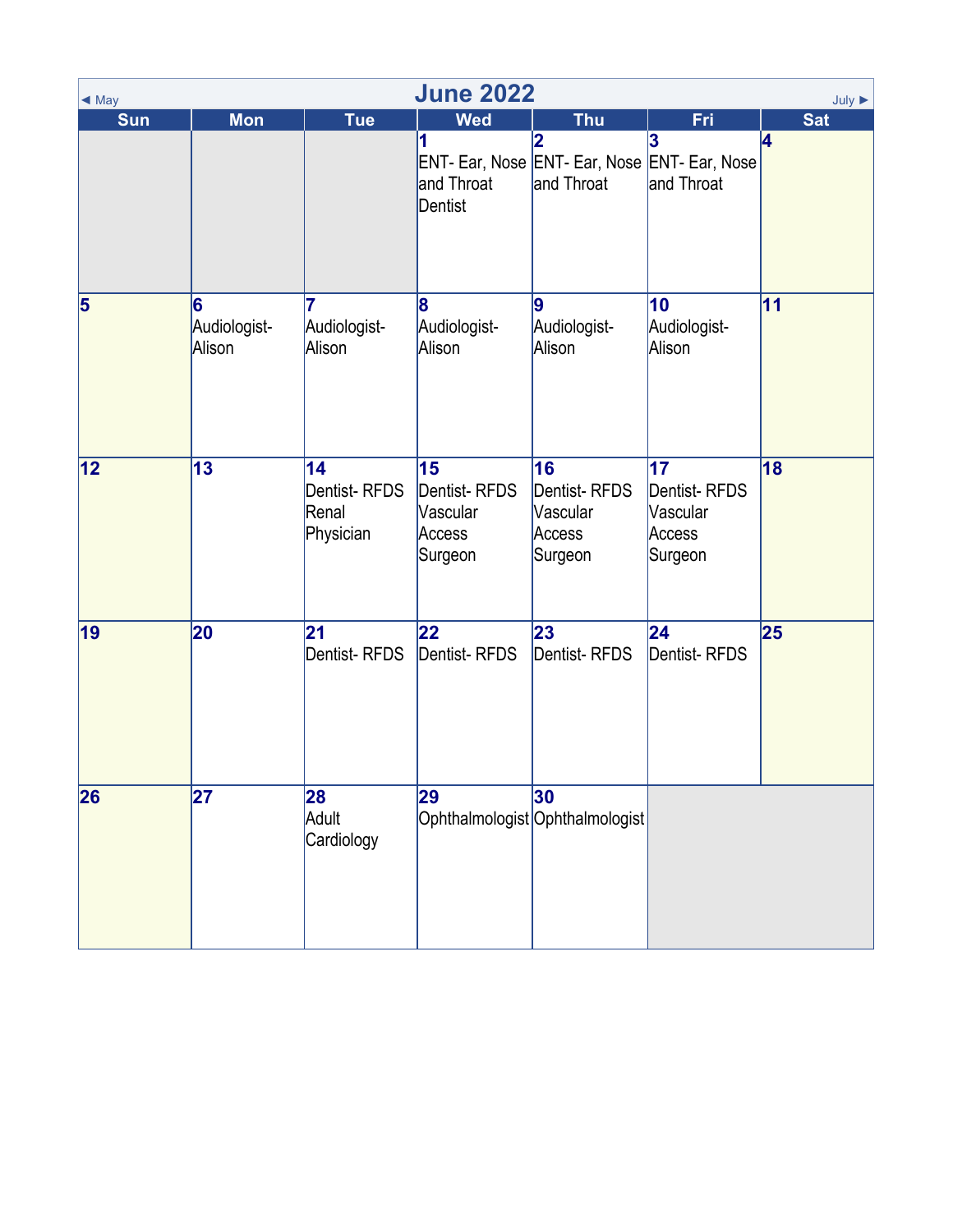# June 2022

◄ May | July ►

| Sun | Mon | Tue | Wed | Thu | Fri | Sat |
|---|---|---|---|---|---|---|
| | | | 1 ENT- Ear, Nose and Throat Dentist | 2 ENT- Ear, Nose and Throat | 3 ENT- Ear, Nose and Throat | 4 |
| 5 | 6 Audiologist- Alison | 7 Audiologist- Alison | 8 Audiologist- Alison | 9 Audiologist- Alison | 10 Audiologist- Alison | 11 |
| 12 | 13 | 14 Dentist- RFDS Renal Physician | 15 Dentist- RFDS Vascular Access Surgeon | 16 Dentist- RFDS Vascular Access Surgeon | 17 Dentist- RFDS Vascular Access Surgeon | 18 |
| 19 | 20 | 21 Dentist- RFDS | 22 Dentist- RFDS | 23 Dentist- RFDS | 24 Dentist- RFDS | 25 |
| 26 | 27 | 28 Adult Cardiology | 29 Ophthalmologist | 30 Ophthalmologist | | |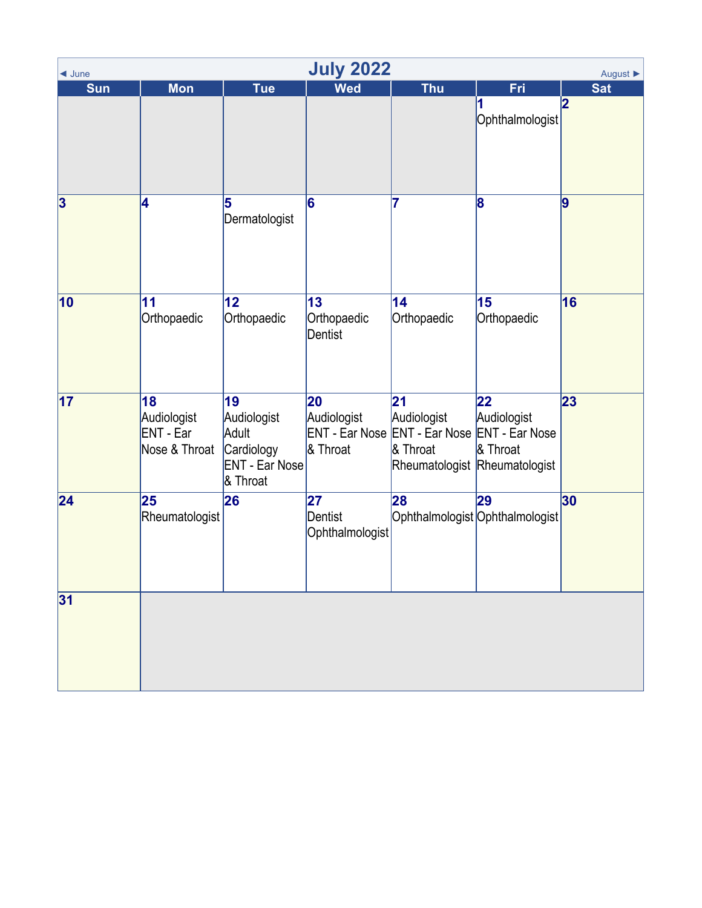# July 2022

◄ June | August ►

| Sun | Mon | Tue | Wed | Thu | Fri | Sat |
|---|---|---|---|---|---|---|
| | | | | | 1 Ophthalmologist | 2 |
| 3 | 4 | 5 Dermatologist | 6 | 7 | 8 | 9 |
| 10 | 11 Orthopaedic | 12 Orthopaedic | 13 Orthopaedic Dentist | 14 Orthopaedic | 15 Orthopaedic | 16 |
| 17 | 18 Audiologist ENT - Ear Nose & Throat | 19 Audiologist Adult Cardiology ENT - Ear Nose & Throat | 20 Audiologist ENT - Ear Nose & Throat | 21 Audiologist ENT - Ear Nose & Throat Rheumatologist | 22 Audiologist ENT - Ear Nose & Throat Rheumatologist | 23 |
| 24 | 25 Rheumatologist | 26 | 27 Dentist Ophthalmologist | 28 Ophthalmologist | 29 Ophthalmologist | 30 |
| 31 | | | | | | |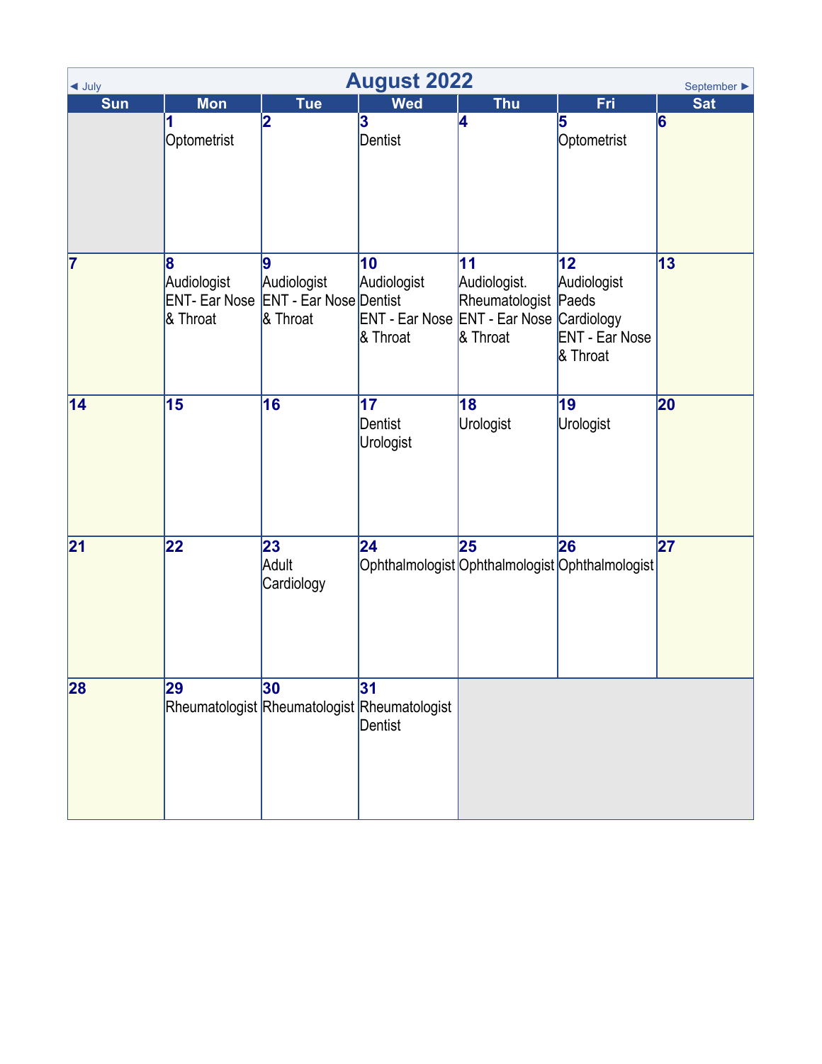# August 2022

◄ July | September ►

| Sun | Mon | Tue | Wed | Thu | Fri | Sat |
|---|---|---|---|---|---|---|
| | 1 Optometrist | 2 | 3 Dentist | 4 | 5 Optometrist | 6 |
| 7 | 8 Audiologist ENT- Ear Nose & Throat | 9 Audiologist ENT - Ear Nose & Throat | 10 Audiologist Dentist ENT - Ear Nose & Throat | 11 Audiologist. Rheumatologist ENT - Ear Nose & Throat | 12 Audiologist Paeds Cardiology ENT - Ear Nose & Throat | 13 |
| 14 | 15 | 16 | 17 Dentist Urologist | 18 Urologist | 19 Urologist | 20 |
| 21 | 22 | 23 Adult Cardiology | 24 Ophthalmologist | 25 Ophthalmologist | 26 Ophthalmologist | 27 |
| 28 | 29 Rheumatologist | 30 Rheumatologist | 31 Rheumatologist Dentist | | | |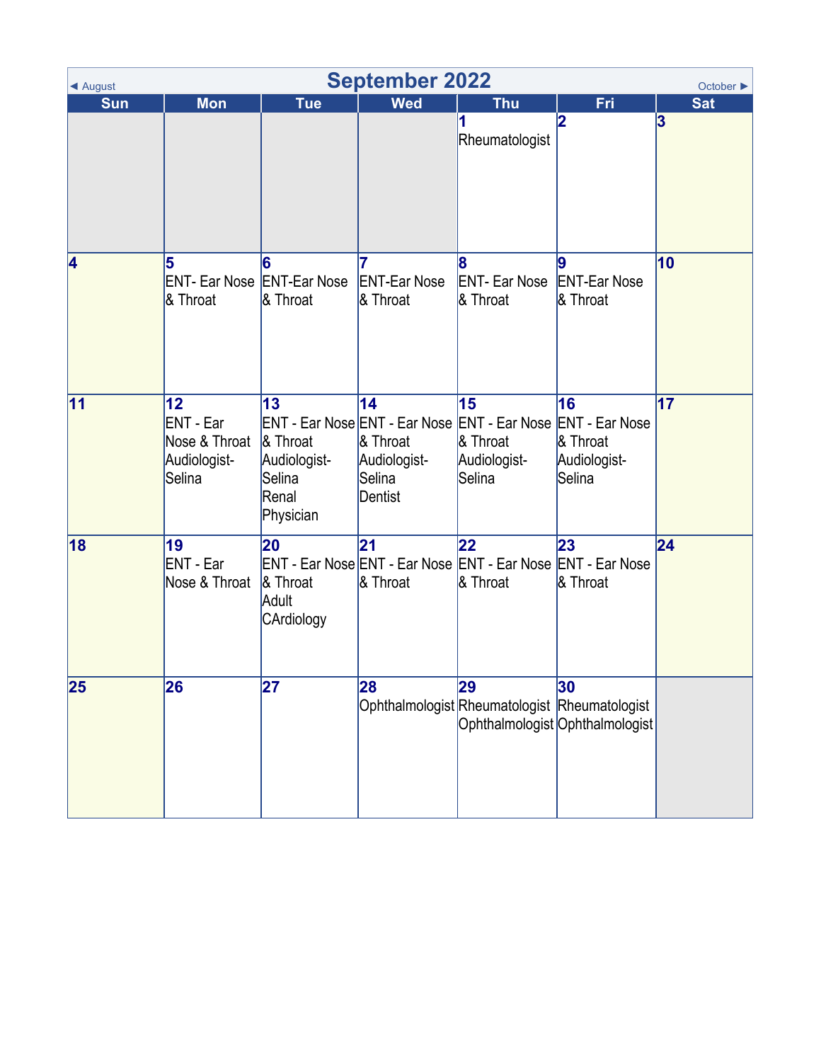# September 2022

◄ August | October ►

| Sun | Mon | Tue | Wed | Thu | Fri | Sat |
|---|---|---|---|---|---|---|
| | | | | 1 Rheumatologist | 2 | 3 |
| 4 | 5 ENT- Ear Nose & Throat | 6 ENT-Ear Nose & Throat | 7 ENT-Ear Nose & Throat | 8 ENT- Ear Nose & Throat | 9 ENT-Ear Nose & Throat | 10 |
| 11 | 12 ENT - Ear Nose & Throat Audiologist-Selina | 13 ENT - Ear Nose & Throat Audiologist-Selina Renal Physician | 14 ENT - Ear Nose & Throat Audiologist-Selina Dentist | 15 ENT - Ear Nose & Throat Audiologist-Selina | 16 ENT - Ear Nose & Throat Audiologist-Selina | 17 |
| 18 | 19 ENT - Ear Nose & Throat | 20 ENT - Ear Nose & Throat Adult CArdiology | 21 ENT - Ear Nose & Throat | 22 ENT - Ear Nose & Throat | 23 ENT - Ear Nose & Throat | 24 |
| 25 | 26 | 27 | 28 Ophthalmologist | 29 Rheumatologist Ophthalmologist | 30 Rheumatologist Ophthalmologist | |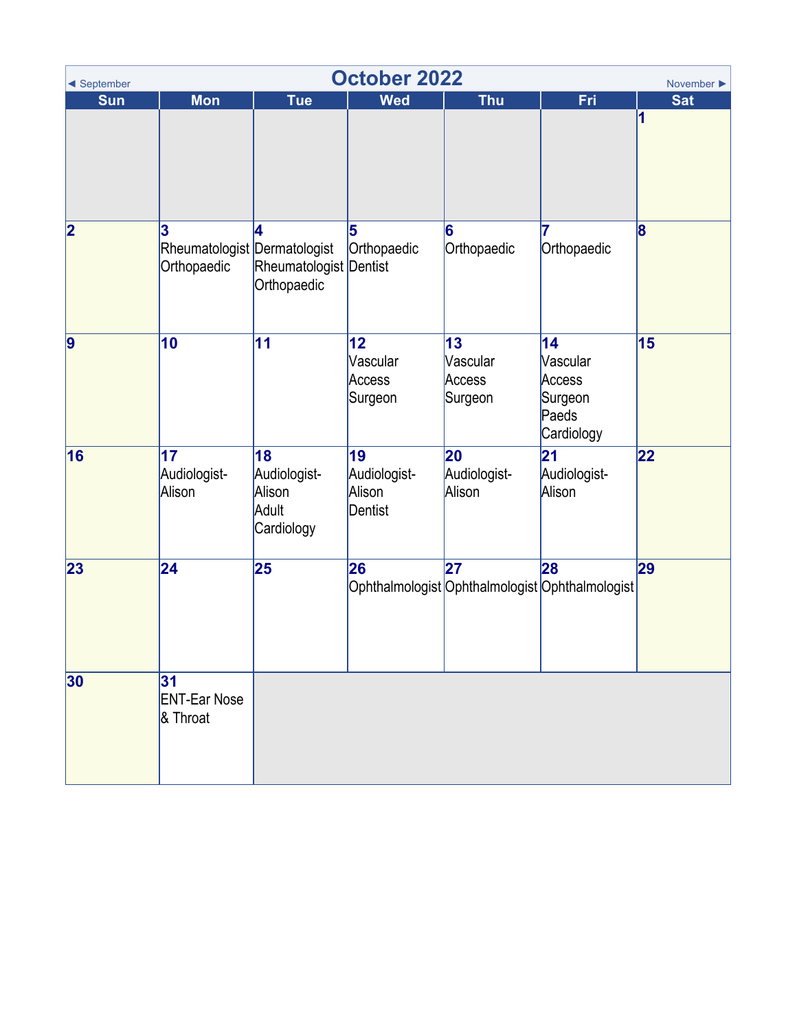# October 2022

◄ September | November ►

| Sun | Mon | Tue | Wed | Thu | Fri | Sat |
|---|---|---|---|---|---|---|
| | | | | | | 1 |
| 2 | 3 Rheumatologist Orthopaedic | 4 Dermatologist Rheumatologist Orthopaedic | 5 Orthopaedic Dentist | 6 Orthopaedic | 7 Orthopaedic | 8 |
| 9 | 10 | 11 | 12 Vascular Access Surgeon | 13 Vascular Access Surgeon | 14 Vascular Access Surgeon Paeds Cardiology | 15 |
| 16 | 17 Audiologist-Alison | 18 Audiologist-Alison Adult Cardiology | 19 Audiologist-Alison Dentist | 20 Audiologist-Alison | 21 Audiologist-Alison | 22 |
| 23 | 24 | 25 | 26 Ophthalmologist | 27 Ophthalmologist | 28 Ophthalmologist | 29 |
| 30 | 31 ENT-Ear Nose & Throat | | | | | |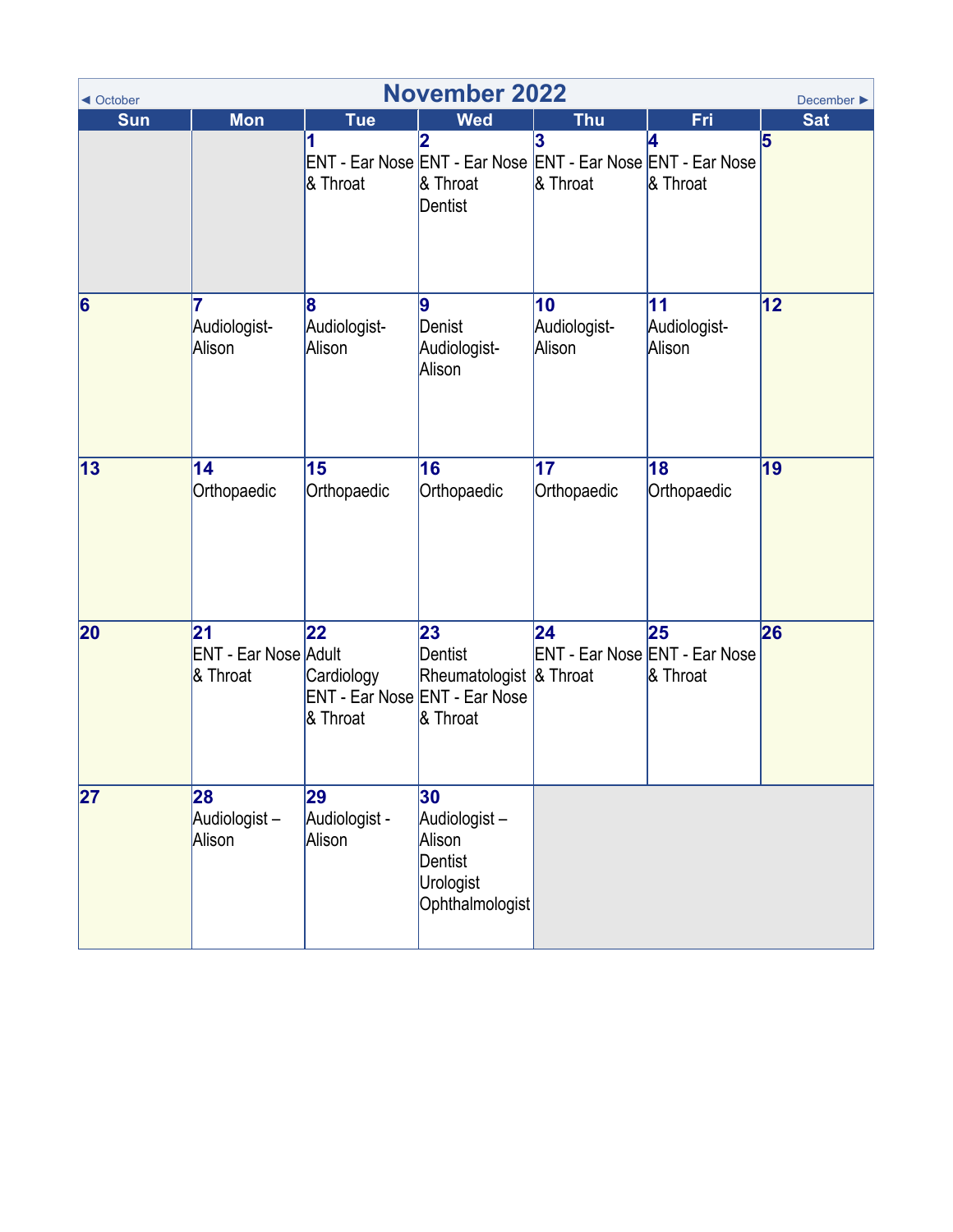# November 2022

◄ October December ►

| Sun | Mon | Tue | Wed | Thu | Fri | Sat |
|---|---|---|---|---|---|---|
| | | 1 ENT - Ear Nose & Throat | 2 ENT - Ear Nose & Throat Dentist | 3 ENT - Ear Nose & Throat | 4 ENT - Ear Nose & Throat | 5 |
| 6 | 7 Audiologist- Alison | 8 Audiologist- Alison | 9 Denist Audiologist- Alison | 10 Audiologist- Alison | 11 Audiologist- Alison | 12 |
| 13 | 14 Orthopaedic | 15 Orthopaedic | 16 Orthopaedic | 17 Orthopaedic | 18 Orthopaedic | 19 |
| 20 | 21 ENT - Ear Nose & Throat | 22 Adult Cardiology ENT - Ear Nose & Throat | 23 Dentist Rheumatologist ENT - Ear Nose & Throat | 24 ENT - Ear Nose & Throat | 25 ENT - Ear Nose & Throat | 26 |
| 27 | 28 Audiologist – Alison | 29 Audiologist - Alison | 30 Audiologist – Alison Dentist Urologist Ophthalmologist | | | |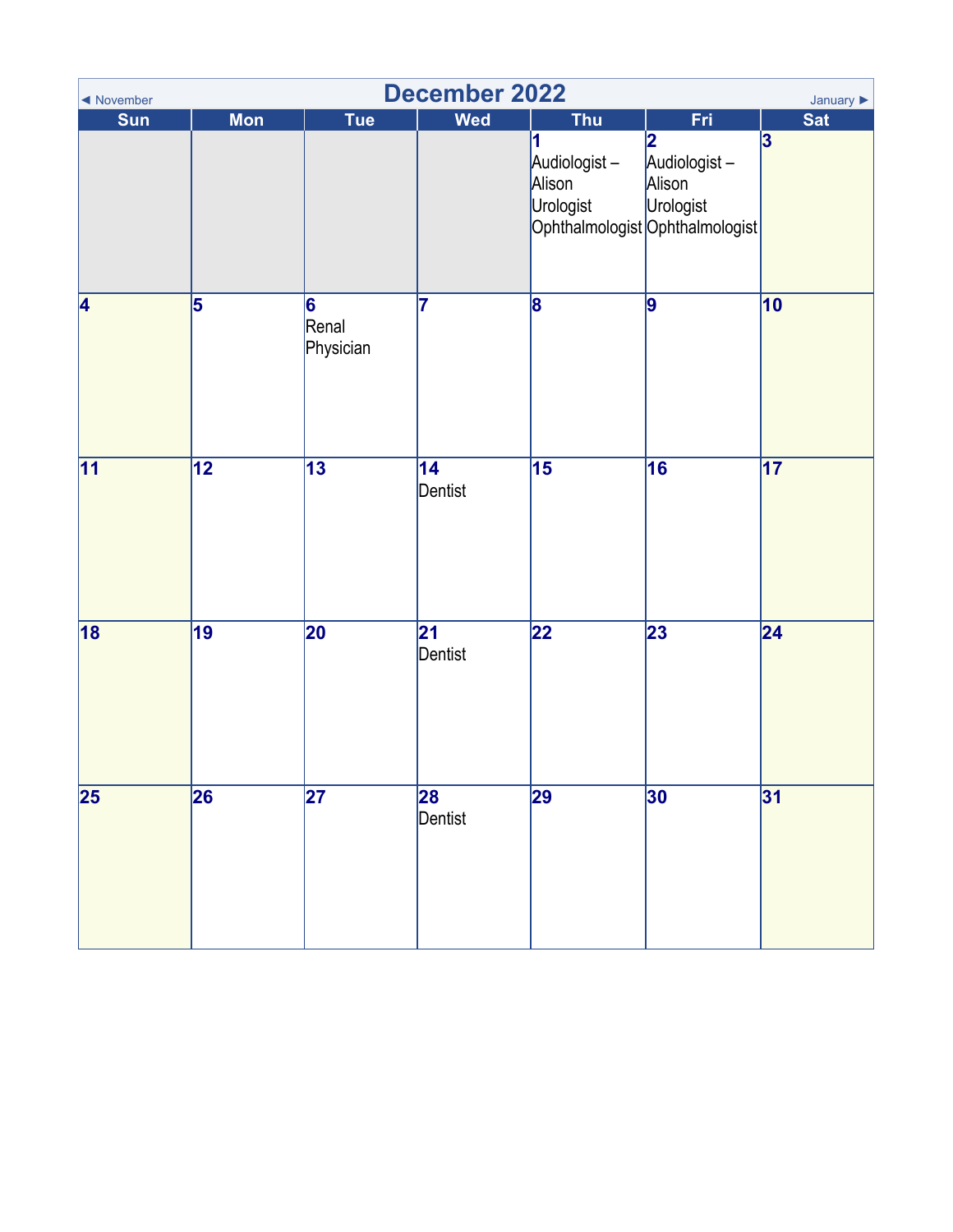◄ November | January ►

# December 2022

| Sun | Mon | Tue | Wed | Thu | Fri | Sat |
|---|---|---|---|---|---|---|
| | | | | 1 Audiologist – Alison Urologist Ophthalmologist | 2 Audiologist – Alison Urologist Ophthalmologist | 3 |
| 4 | 5 | 6 Renal Physician | 7 | 8 | 9 | 10 |
| 11 | 12 | 13 | 14 Dentist | 15 | 16 | 17 |
| 18 | 19 | 20 | 21 Dentist | 22 | 23 | 24 |
| 25 | 26 | 27 | 28 Dentist | 29 | 30 | 31 |